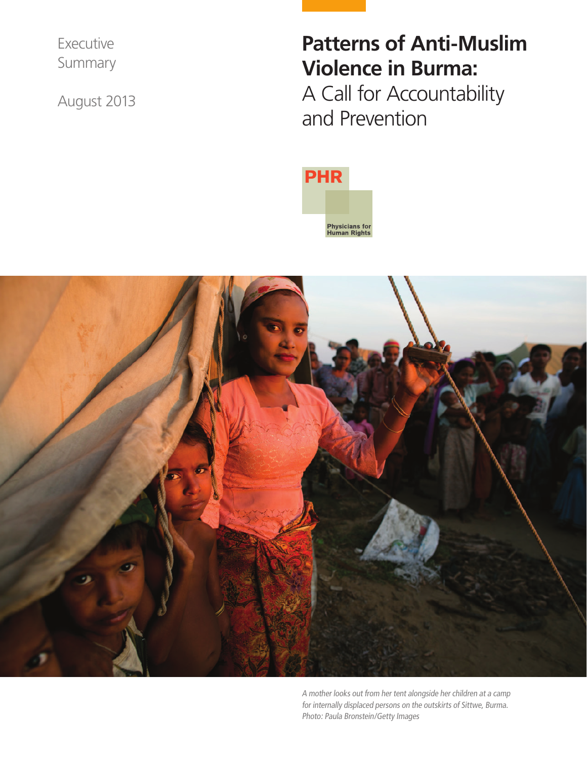Executive Summary

August 2013

# Patterns of Anti-Muslim Violence in Burma: A Call for Accountability and Prevention

PHR

Physicians for Human Rights

*A mother looks out from her tent alongside her children at a camp for internally displaced persons on the outskirts of Sittwe, Burma. Photo: Paula Bronstein/Getty Images*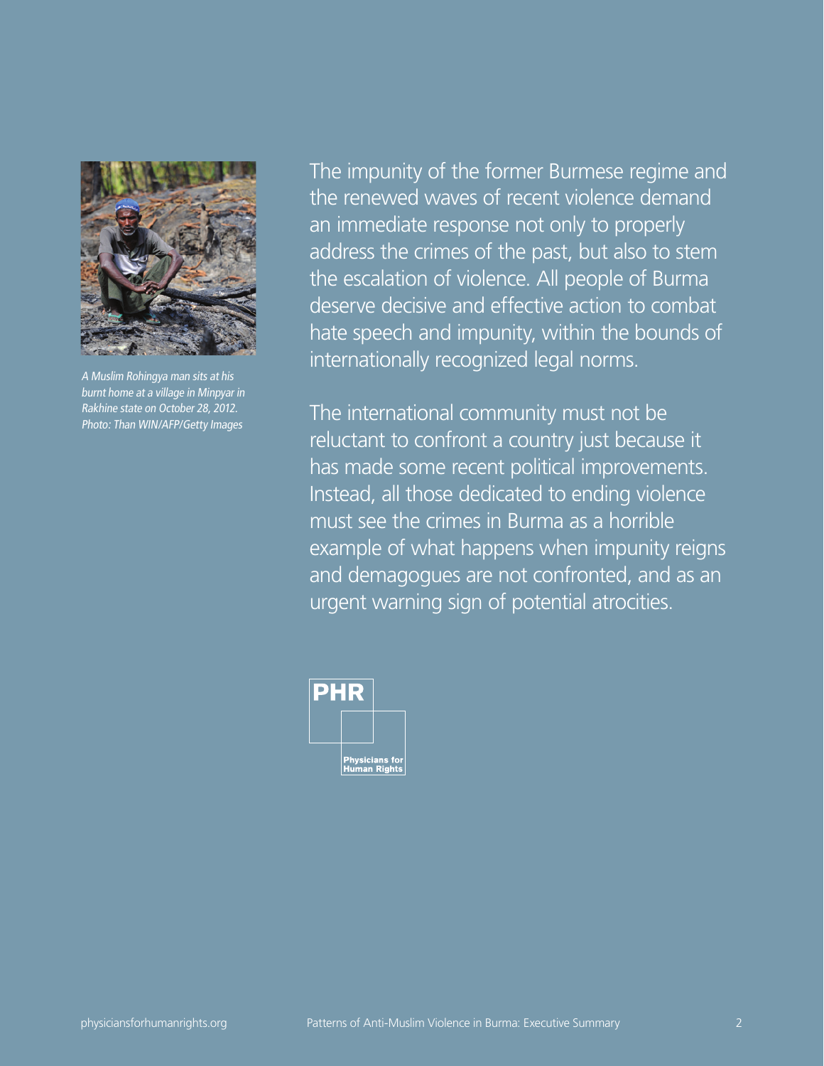*A Muslim Rohingya man sits at his burnt home at a village in Minpyar in Rakhine state on October 28, 2012. Photo: Than WIN/AFP/Getty Images*

The impunity of the former Burmese regime and the renewed waves of recent violence demand an immediate response not only to properly address the crimes of the past, but also to stem the escalation of violence. All people of Burma deserve decisive and effective action to combat hate speech and impunity, within the bounds of internationally recognized legal norms.

The international community must not be reluctant to confront a country just because it has made some recent political improvements. Instead, all those dedicated to ending violence must see the crimes in Burma as a horrible example of what happens when impunity reigns and demagogues are not confronted, and as an urgent warning sign of potential atrocities.

PHR

Physicians for Human Rights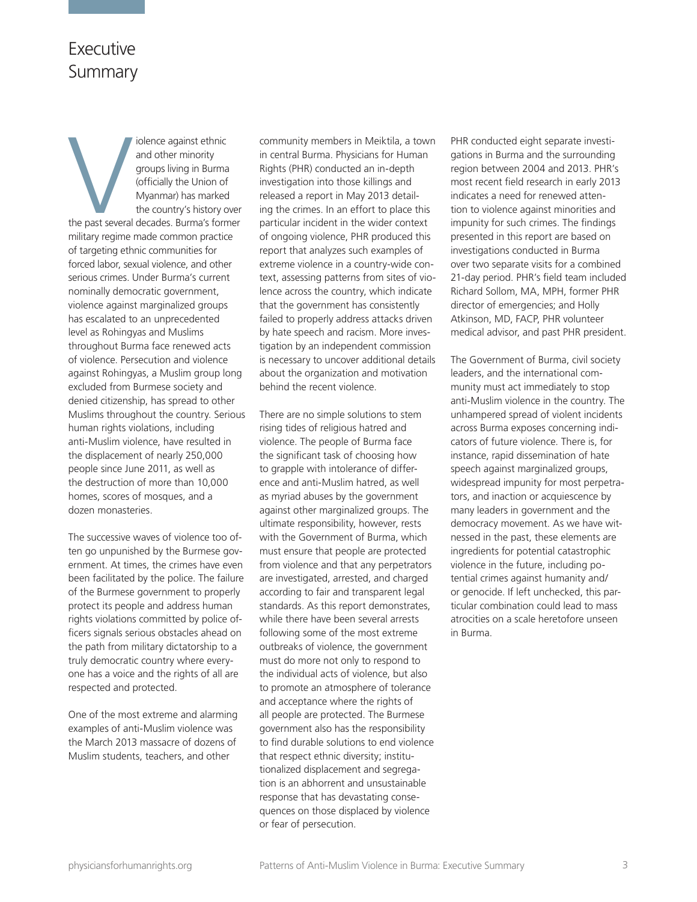# Executive Summary

Violence against ethnic and other minority groups living in Burma (officially the Union of Myanmar) has marked the country's history over the past several decades. Burma's former military regime made common practice of targeting ethnic communities for forced labor, sexual violence, and other serious crimes. Under Burma's current nominally democratic government, violence against marginalized groups has escalated to an unprecedented level as Rohingyas and Muslims throughout Burma face renewed acts of violence. Persecution and violence against Rohingyas, a Muslim group long excluded from Burmese society and denied citizenship, has spread to other Muslims throughout the country. Serious human rights violations, including anti-Muslim violence, have resulted in the displacement of nearly 250,000 people since June 2011, as well as the destruction of more than 10,000 homes, scores of mosques, and a dozen monasteries.

The successive waves of violence too often go unpunished by the Burmese government. At times, the crimes have even been facilitated by the police. The failure of the Burmese government to properly protect its people and address human rights violations committed by police officers signals serious obstacles ahead on the path from military dictatorship to a truly democratic country where everyone has a voice and the rights of all are respected and protected.

One of the most extreme and alarming examples of anti-Muslim violence was the March 2013 massacre of dozens of Muslim students, teachers, and other community members in Meiktila, a town in central Burma. Physicians for Human Rights (PHR) conducted an in-depth investigation into those killings and released a report in May 2013 detailing the crimes. In an effort to place this particular incident in the wider context of ongoing violence, PHR produced this report that analyzes such examples of extreme violence in a country-wide context, assessing patterns from sites of violence across the country, which indicate that the government has consistently failed to properly address attacks driven by hate speech and racism. More investigation by an independent commission is necessary to uncover additional details about the organization and motivation behind the recent violence.

There are no simple solutions to stem rising tides of religious hatred and violence. The people of Burma face the significant task of choosing how to grapple with intolerance of difference and anti-Muslim hatred, as well as myriad abuses by the government against other marginalized groups. The ultimate responsibility, however, rests with the Government of Burma, which must ensure that people are protected from violence and that any perpetrators are investigated, arrested, and charged according to fair and transparent legal standards. As this report demonstrates, while there have been several arrests following some of the most extreme outbreaks of violence, the government must do more not only to respond to the individual acts of violence, but also to promote an atmosphere of tolerance and acceptance where the rights of all people are protected. The Burmese government also has the responsibility to find durable solutions to end violence that respect ethnic diversity; institutionalized displacement and segregation is an abhorrent and unsustainable response that has devastating consequences on those displaced by violence or fear of persecution.

PHR conducted eight separate investigations in Burma and the surrounding region between 2004 and 2013. PHR's most recent field research in early 2013 indicates a need for renewed attention to violence against minorities and impunity for such crimes. The findings presented in this report are based on investigations conducted in Burma over two separate visits for a combined 21-day period. PHR's field team included Richard Sollom, MA, MPH, former PHR director of emergencies; and Holly Atkinson, MD, FACP, PHR volunteer medical advisor, and past PHR president.

The Government of Burma, civil society leaders, and the international community must act immediately to stop anti-Muslim violence in the country. The unhampered spread of violent incidents across Burma exposes concerning indicators of future violence. There is, for instance, rapid dissemination of hate speech against marginalized groups, widespread impunity for most perpetrators, and inaction or acquiescence by many leaders in government and the democracy movement. As we have witnessed in the past, these elements are ingredients for potential catastrophic violence in the future, including potential crimes against humanity and/or genocide. If left unchecked, this particular combination could lead to mass atrocities on a scale heretofore unseen in Burma.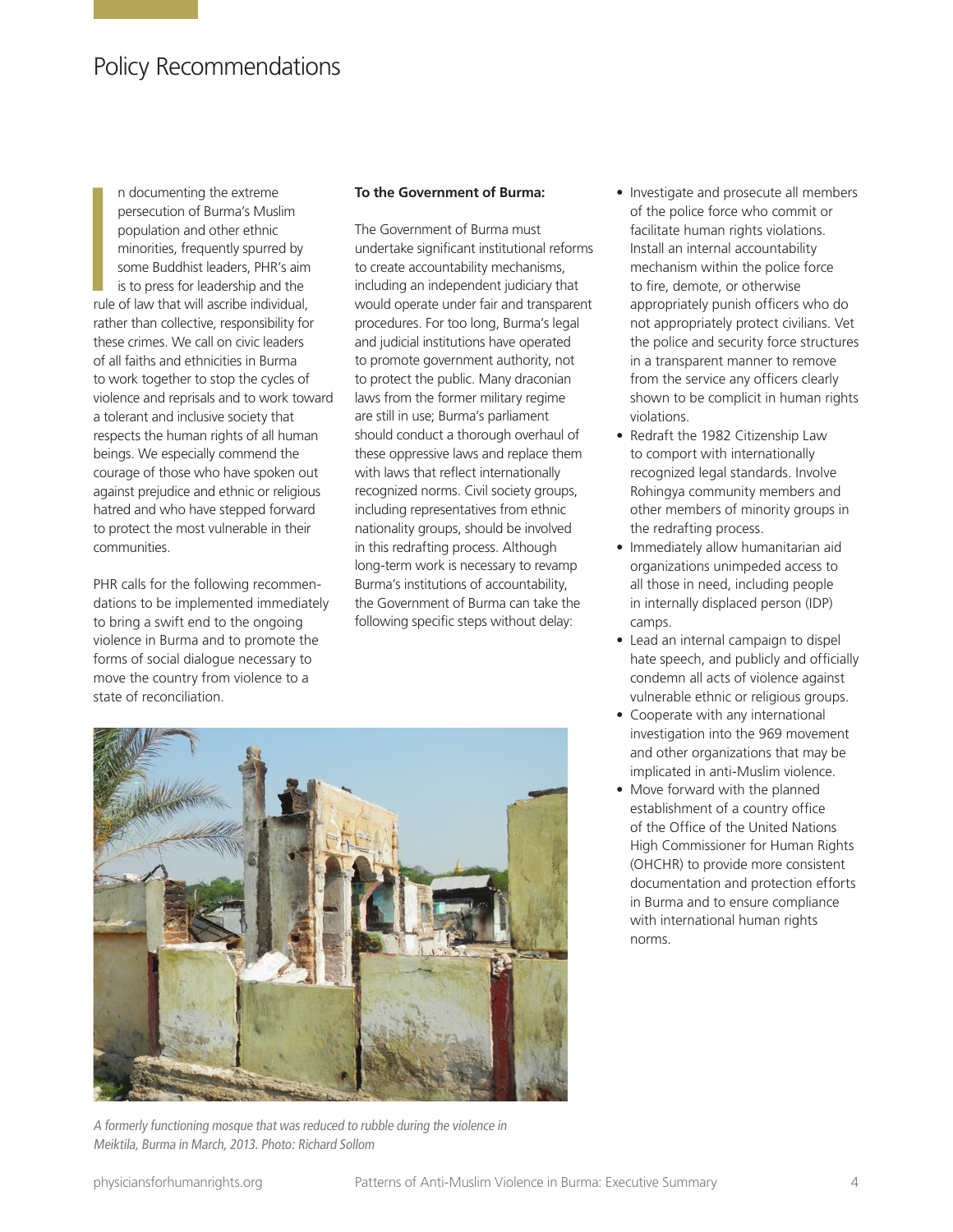# Policy Recommendations

In documenting the extreme persecution of Burma's Muslim population and other ethnic minorities, frequently spurred by some Buddhist leaders, PHR's aim is to press for leadership and the rule of law that will ascribe individual, rather than collective, responsibility for these crimes. We call on civic leaders of all faiths and ethnicities in Burma to work together to stop the cycles of violence and reprisals and to work toward a tolerant and inclusive society that respects the human rights of all human beings. We especially commend the courage of those who have spoken out against prejudice and ethnic or religious hatred and who have stepped forward to protect the most vulnerable in their communities.

PHR calls for the following recommendations to be implemented immediately to bring a swift end to the ongoing violence in Burma and to promote the forms of social dialogue necessary to move the country from violence to a state of reconciliation.

**To the Government of Burma:**

The Government of Burma must undertake significant institutional reforms to create accountability mechanisms, including an independent judiciary that would operate under fair and transparent procedures. For too long, Burma's legal and judicial institutions have operated to promote government authority, not to protect the public. Many draconian laws from the former military regime are still in use; Burma's parliament should conduct a thorough overhaul of these oppressive laws and replace them with laws that reflect internationally recognized norms. Civil society groups, including representatives from ethnic nationality groups, should be involved in this redrafting process. Although long-term work is necessary to revamp Burma's institutions of accountability, the Government of Burma can take the following specific steps without delay:

- Investigate and prosecute all members of the police force who commit or facilitate human rights violations. Install an internal accountability mechanism within the police force to fire, demote, or otherwise appropriately punish officers who do not appropriately protect civilians. Vet the police and security force structures in a transparent manner to remove from the service any officers clearly shown to be complicit in human rights violations.
- Redraft the 1982 Citizenship Law to comport with internationally recognized legal standards. Involve Rohingya community members and other members of minority groups in the redrafting process.
- Immediately allow humanitarian aid organizations unimpeded access to all those in need, including people in internally displaced person (IDP) camps.
- Lead an internal campaign to dispel hate speech, and publicly and officially condemn all acts of violence against vulnerable ethnic or religious groups.
- Cooperate with any international investigation into the 969 movement and other organizations that may be implicated in anti-Muslim violence.
- Move forward with the planned establishment of a country office of the Office of the United Nations High Commissioner for Human Rights (OHCHR) to provide more consistent documentation and protection efforts in Burma and to ensure compliance with international human rights norms.

*A formerly functioning mosque that was reduced to rubble during the violence in Meiktila, Burma in March, 2013. Photo: Richard Sollom*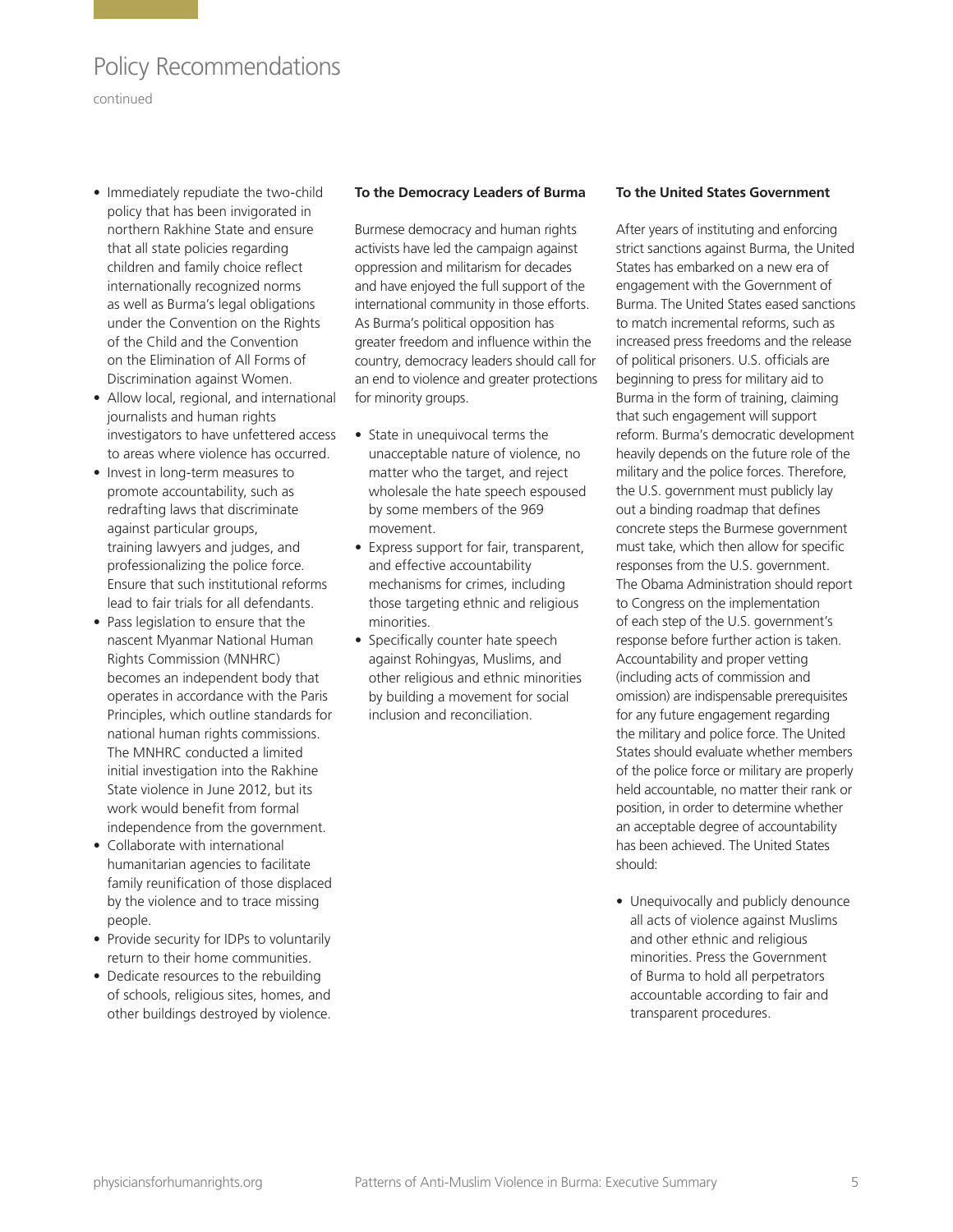## Policy Recommendations

continued

- Immediately repudiate the two-child policy that has been invigorated in northern Rakhine State and ensure that all state policies regarding children and family choice reflect internationally recognized norms as well as Burma's legal obligations under the Convention on the Rights of the Child and the Convention on the Elimination of All Forms of Discrimination against Women.
- Allow local, regional, and international journalists and human rights investigators to have unfettered access to areas where violence has occurred.
- Invest in long-term measures to promote accountability, such as redrafting laws that discriminate against particular groups, training lawyers and judges, and professionalizing the police force. Ensure that such institutional reforms lead to fair trials for all defendants.
- Pass legislation to ensure that the nascent Myanmar National Human Rights Commission (MNHRC) becomes an independent body that operates in accordance with the Paris Principles, which outline standards for national human rights commissions. The MNHRC conducted a limited initial investigation into the Rakhine State violence in June 2012, but its work would benefit from formal independence from the government.
- Collaborate with international humanitarian agencies to facilitate family reunification of those displaced by the violence and to trace missing people.
- Provide security for IDPs to voluntarily return to their home communities.
- Dedicate resources to the rebuilding of schools, religious sites, homes, and other buildings destroyed by violence.

**To the Democracy Leaders of Burma**

Burmese democracy and human rights activists have led the campaign against oppression and militarism for decades and have enjoyed the full support of the international community in those efforts. As Burma's political opposition has greater freedom and influence within the country, democracy leaders should call for an end to violence and greater protections for minority groups.

- State in unequivocal terms the unacceptable nature of violence, no matter who the target, and reject wholesale the hate speech espoused by some members of the 969 movement.
- Express support for fair, transparent, and effective accountability mechanisms for crimes, including those targeting ethnic and religious minorities.
- Specifically counter hate speech against Rohingyas, Muslims, and other religious and ethnic minorities by building a movement for social inclusion and reconciliation.

**To the United States Government**

After years of instituting and enforcing strict sanctions against Burma, the United States has embarked on a new era of engagement with the Government of Burma. The United States eased sanctions to match incremental reforms, such as increased press freedoms and the release of political prisoners. U.S. officials are beginning to press for military aid to Burma in the form of training, claiming that such engagement will support reform. Burma's democratic development heavily depends on the future role of the military and the police forces. Therefore, the U.S. government must publicly lay out a binding roadmap that defines concrete steps the Burmese government must take, which then allow for specific responses from the U.S. government. The Obama Administration should report to Congress on the implementation of each step of the U.S. government's response before further action is taken. Accountability and proper vetting (including acts of commission and omission) are indispensable prerequisites for any future engagement regarding the military and police force. The United States should evaluate whether members of the police force or military are properly held accountable, no matter their rank or position, in order to determine whether an acceptable degree of accountability has been achieved. The United States should:

- Unequivocally and publicly denounce all acts of violence against Muslims and other ethnic and religious minorities. Press the Government of Burma to hold all perpetrators accountable according to fair and transparent procedures.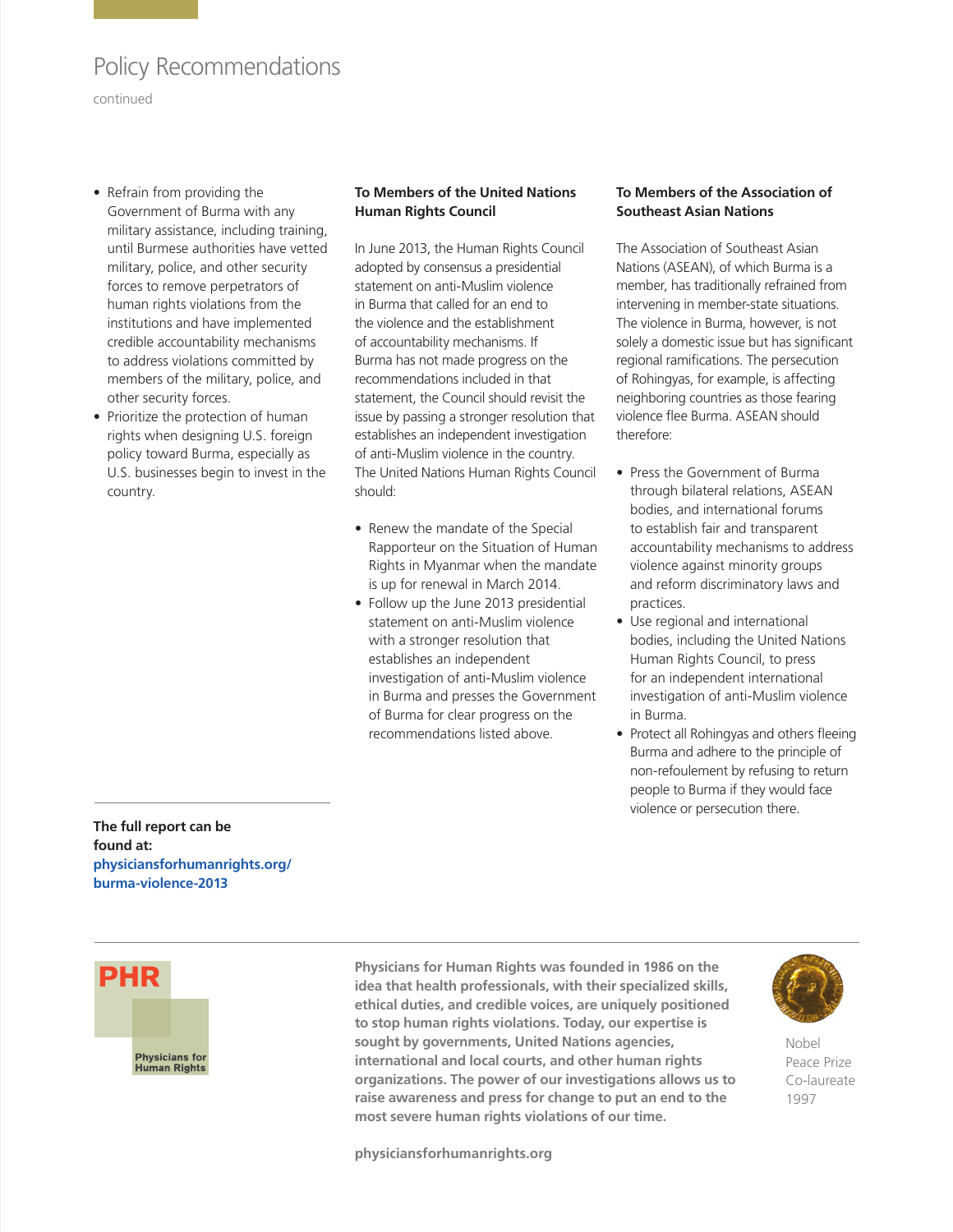## Policy Recommendations

continued

- Refrain from providing the Government of Burma with any military assistance, including training, until Burmese authorities have vetted military, police, and other security forces to remove perpetrators of human rights violations from the institutions and have implemented credible accountability mechanisms to address violations committed by members of the military, police, and other security forces.
- Prioritize the protection of human rights when designing U.S. foreign policy toward Burma, especially as U.S. businesses begin to invest in the country.

**The full report can be found at:** **physiciansforhumanrights.org/burma-violence-2013**

### To Members of the United Nations Human Rights Council

In June 2013, the Human Rights Council adopted by consensus a presidential statement on anti-Muslim violence in Burma that called for an end to the violence and the establishment of accountability mechanisms. If Burma has not made progress on the recommendations included in that statement, the Council should revisit the issue by passing a stronger resolution that establishes an independent investigation of anti-Muslim violence in the country. The United Nations Human Rights Council should:

- Renew the mandate of the Special Rapporteur on the Situation of Human Rights in Myanmar when the mandate is up for renewal in March 2014.
- Follow up the June 2013 presidential statement on anti-Muslim violence with a stronger resolution that establishes an independent investigation of anti-Muslim violence in Burma and presses the Government of Burma for clear progress on the recommendations listed above.

### To Members of the Association of Southeast Asian Nations

The Association of Southeast Asian Nations (ASEAN), of which Burma is a member, has traditionally refrained from intervening in member-state situations. The violence in Burma, however, is not solely a domestic issue but has significant regional ramifications. The persecution of Rohingyas, for example, is affecting neighboring countries as those fearing violence flee Burma. ASEAN should therefore:

- Press the Government of Burma through bilateral relations, ASEAN bodies, and international forums to establish fair and transparent accountability mechanisms to address violence against minority groups and reform discriminatory laws and practices.
- Use regional and international bodies, including the United Nations Human Rights Council, to press for an independent international investigation of anti-Muslim violence in Burma.
- Protect all Rohingyas and others fleeing Burma and adhere to the principle of non-refoulement by refusing to return people to Burma if they would face violence or persecution there.

---

PHR

Physicians for Human Rights

**Physicians for Human Rights was founded in 1986 on the idea that health professionals, with their specialized skills, ethical duties, and credible voices, are uniquely positioned to stop human rights violations. Today, our expertise is sought by governments, United Nations agencies, international and local courts, and other human rights organizations. The power of our investigations allows us to raise awareness and press for change to put an end to the most severe human rights violations of our time.**

**physiciansforhumanrights.org**

Nobel Peace Prize Co-laureate 1997